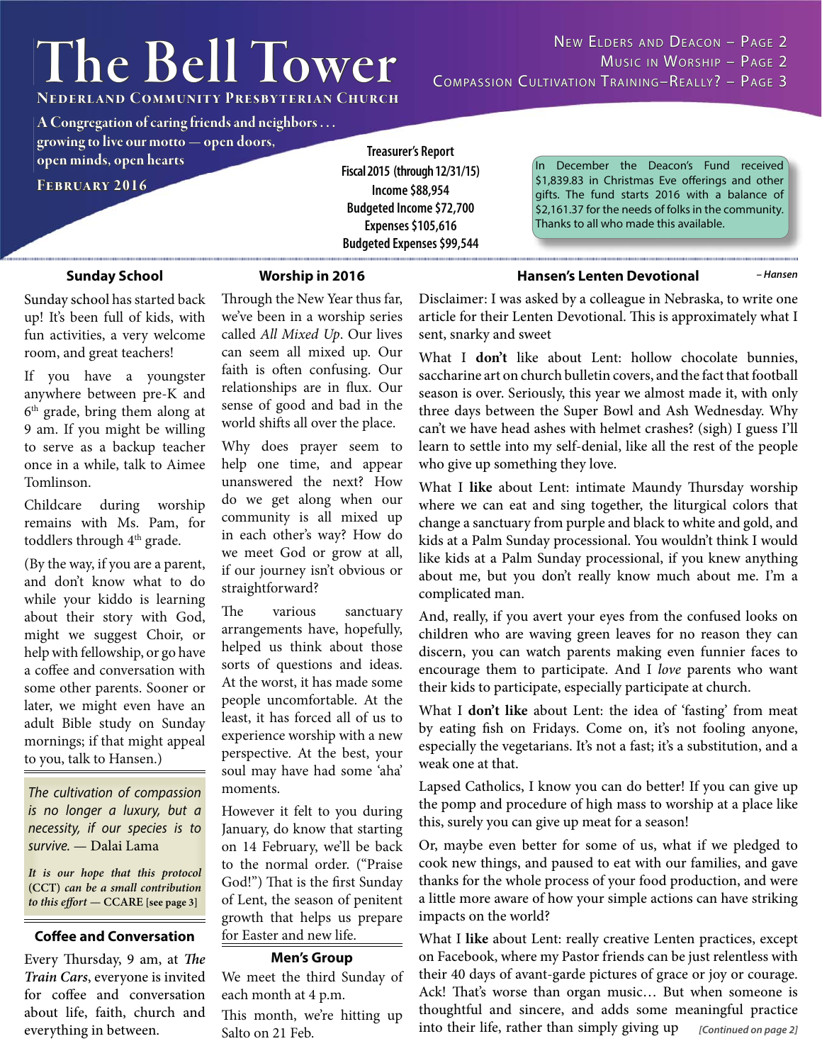# The Bell Tower

**Nederland Community Presbyterian Church**

A Congregation of caring friends and neighbors . . . growing to live our motto — open doors, open minds, open hearts

**February 2016**

New Elders and Deacon – Page 2
Music in Worship – Page 2
Compassion Cultivation Training–Really? – Page 3

**Treasurer's Report**
**Fiscal 2015 (through 12/31/15)**
**Income $88,954**
**Budgeted Income $72,700**
**Expenses $105,616**
**Budgeted Expenses $99,544**

In December the Deacon's Fund received $1,839.83 in Christmas Eve offerings and other gifts. The fund starts 2016 with a balance of $2,161.37 for the needs of folks in the community. Thanks to all who made this available.

## Sunday School

Sunday school has started back up! It's been full of kids, with fun activities, a very welcome room, and great teachers!

If you have a youngster anywhere between pre-K and 6th grade, bring them along at 9 am. If you might be willing to serve as a backup teacher once in a while, talk to Aimee Tomlinson.

Childcare during worship remains with Ms. Pam, for toddlers through 4th grade.

(By the way, if you are a parent, and don't know what to do while your kiddo is learning about their story with God, might we suggest Choir, or help with fellowship, or go have a coffee and conversation with some other parents. Sooner or later, we might even have an adult Bible study on Sunday mornings; if that might appeal to you, talk to Hansen.)

*The cultivation of compassion is no longer a luxury, but a necessity, if our species is to survive.* — Dalai Lama

***It is our hope that this protocol* (CCT) *can be a small contribution to this effort* — CCARE [see page 3]**

## Coffee and Conversation

Every Thursday, 9 am, at *The Train Cars*, everyone is invited for coffee and conversation about life, faith, church and everything in between.

## Worship in 2016

Through the New Year thus far, we've been in a worship series called *All Mixed Up*. Our lives can seem all mixed up. Our faith is often confusing. Our relationships are in flux. Our sense of good and bad in the world shifts all over the place.

Why does prayer seem to help one time, and appear unanswered the next? How do we get along when our community is all mixed up in each other's way? How do we meet God or grow at all, if our journey isn't obvious or straightforward?

The various sanctuary arrangements have, hopefully, helped us think about those sorts of questions and ideas. At the worst, it has made some people uncomfortable. At the least, it has forced all of us to experience worship with a new perspective. At the best, your soul may have had some 'aha' moments.

However it felt to you during January, do know that starting on 14 February, we'll be back to the normal order. ("Praise God!") That is the first Sunday of Lent, the season of penitent growth that helps us prepare for Easter and new life.

## Men's Group

We meet the third Sunday of each month at 4 p.m.

This month, we're hitting up Salto on 21 Feb.

## Hansen's Lenten Devotional

*– Hansen*

Disclaimer: I was asked by a colleague in Nebraska, to write one article for their Lenten Devotional. This is approximately what I sent, snarky and sweet

What I **don't** like about Lent: hollow chocolate bunnies, saccharine art on church bulletin covers, and the fact that football season is over. Seriously, this year we almost made it, with only three days between the Super Bowl and Ash Wednesday. Why can't we have head ashes with helmet crashes? (sigh) I guess I'll learn to settle into my self-denial, like all the rest of the people who give up something they love.

What I **like** about Lent: intimate Maundy Thursday worship where we can eat and sing together, the liturgical colors that change a sanctuary from purple and black to white and gold, and kids at a Palm Sunday processional. You wouldn't think I would like kids at a Palm Sunday processional, if you knew anything about me, but you don't really know much about me. I'm a complicated man.

And, really, if you avert your eyes from the confused looks on children who are waving green leaves for no reason they can discern, you can watch parents making even funnier faces to encourage them to participate. And I *love* parents who want their kids to participate, especially participate at church.

What I **don't like** about Lent: the idea of 'fasting' from meat by eating fish on Fridays. Come on, it's not fooling anyone, especially the vegetarians. It's not a fast; it's a substitution, and a weak one at that.

Lapsed Catholics, I know you can do better! If you can give up the pomp and procedure of high mass to worship at a place like this, surely you can give up meat for a season!

Or, maybe even better for some of us, what if we pledged to cook new things, and paused to eat with our families, and gave thanks for the whole process of your food production, and were a little more aware of how your simple actions can have striking impacts on the world?

What I **like** about Lent: really creative Lenten practices, except on Facebook, where my Pastor friends can be just relentless with their 40 days of avant-garde pictures of grace or joy or courage. Ack! That's worse than organ music… But when someone is thoughtful and sincere, and adds some meaningful practice into their life, rather than simply giving up *[Continued on page 2]*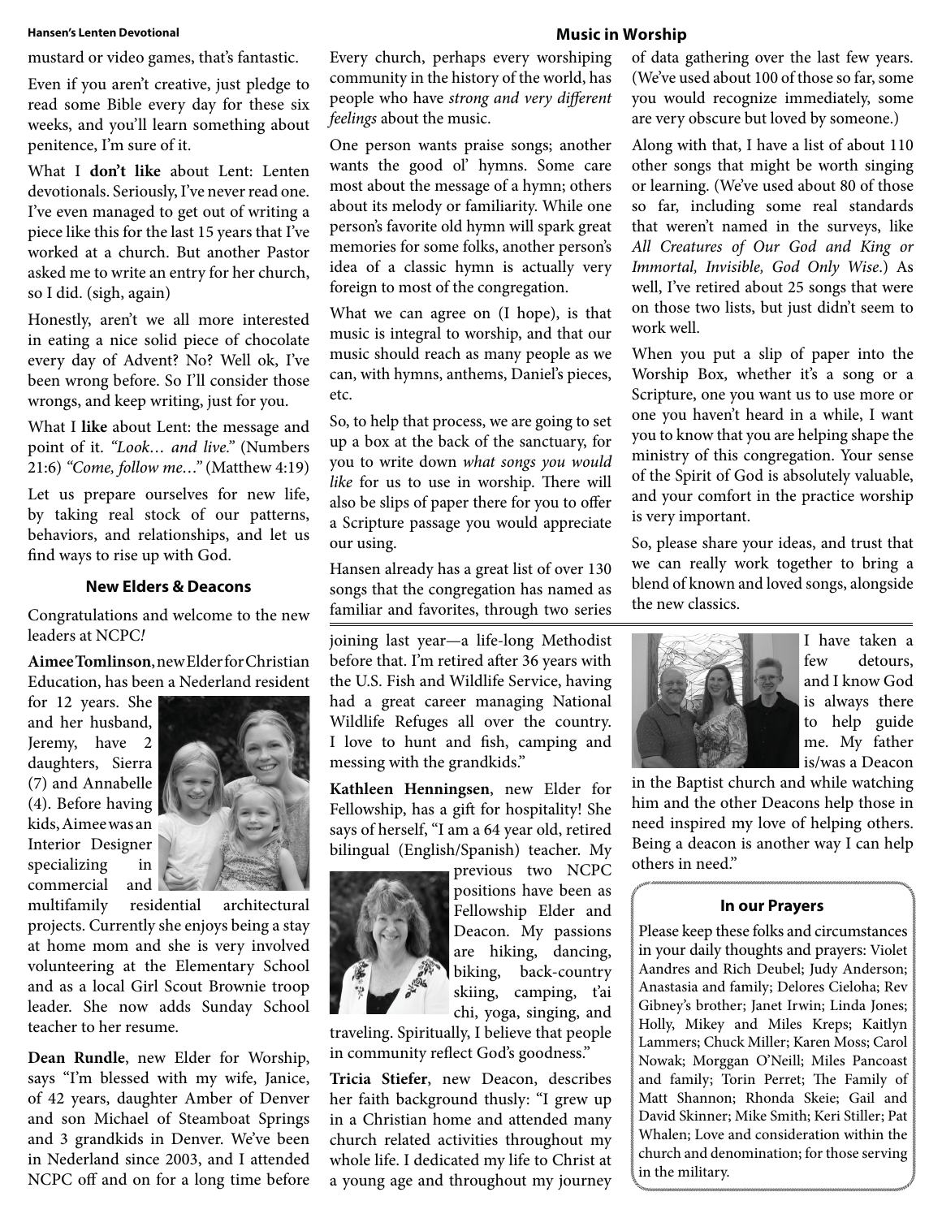mustard or video games, that's fantastic.

Even if you aren't creative, just pledge to read some Bible every day for these six weeks, and you'll learn something about penitence, I'm sure of it.

What I **don't like** about Lent: Lenten devotionals. Seriously, I've never read one. I've even managed to get out of writing a piece like this for the last 15 years that I've worked at a church. But another Pastor asked me to write an entry for her church, so I did. (sigh, again)

Honestly, aren't we all more interested in eating a nice solid piece of chocolate every day of Advent? No? Well ok, I've been wrong before. So I'll consider those wrongs, and keep writing, just for you.

What I **like** about Lent: the message and point of it. *"Look… and live."* (Numbers 21:6) *"Come, follow me…"* (Matthew 4:19)

Let us prepare ourselves for new life, by taking real stock of our patterns, behaviors, and relationships, and let us find ways to rise up with God.

### New Elders & Deacons

Congratulations and welcome to the new leaders at NCPC*!*

**Aimee Tomlinson**, new Elder for Christian Education, has been a Nederland resident for 12 years. She and her husband, Jeremy, have 2 daughters, Sierra (7) and Annabelle (4). Before having kids, Aimee was an Interior Designer specializing in commercial and multifamily residential architectural projects. Currently she enjoys being a stay at home mom and she is very involved volunteering at the Elementary School and as a local Girl Scout Brownie troop leader. She now adds Sunday School teacher to her resume.

**Dean Rundle**, new Elder for Worship, says "I'm blessed with my wife, Janice, of 42 years, daughter Amber of Denver and son Michael of Steamboat Springs and 3 grandkids in Denver. We've been in Nederland since 2003, and I attended NCPC off and on for a long time before joining last year—a life-long Methodist before that. I'm retired after 36 years with the U.S. Fish and Wildlife Service, having had a great career managing National Wildlife Refuges all over the country. I love to hunt and fish, camping and messing with the grandkids."

**Kathleen Henningsen**, new Elder for Fellowship, has a gift for hospitality! She says of herself, "I am a 64 year old, retired bilingual (English/Spanish) teacher. My previous two NCPC positions have been as Fellowship Elder and Deacon. My passions are hiking, dancing, biking, back-country skiing, camping, t'ai chi, yoga, singing, and traveling. Spiritually, I believe that people in community reflect God's goodness."

**Tricia Stiefer**, new Deacon, describes her faith background thusly: "I grew up in a Christian home and attended many church related activities throughout my whole life. I dedicated my life to Christ at a young age and throughout my journey I have taken a few detours, and I know God is always there to help guide me. My father is/was a Deacon in the Baptist church and while watching him and the other Deacons help those in need inspired my love of helping others. Being a deacon is another way I can help others in need."

## Music in Worship

Every church, perhaps every worshiping community in the history of the world, has people who have *strong and very different feelings* about the music.

One person wants praise songs; another wants the good ol' hymns. Some care most about the message of a hymn; others about its melody or familiarity. While one person's favorite old hymn will spark great memories for some folks, another person's idea of a classic hymn is actually very foreign to most of the congregation.

What we can agree on (I hope), is that music is integral to worship, and that our music should reach as many people as we can, with hymns, anthems, Daniel's pieces, etc.

So, to help that process, we are going to set up a box at the back of the sanctuary, for you to write down *what songs you would like* for us to use in worship. There will also be slips of paper there for you to offer a Scripture passage you would appreciate our using.

Hansen already has a great list of over 130 songs that the congregation has named as familiar and favorites, through two series of data gathering over the last few years. (We've used about 100 of those so far, some you would recognize immediately, some are very obscure but loved by someone.)

Along with that, I have a list of about 110 other songs that might be worth singing or learning. (We've used about 80 of those so far, including some real standards that weren't named in the surveys, like *All Creatures of Our God and King or Immortal, Invisible, God Only Wise*.) As well, I've retired about 25 songs that were on those two lists, but just didn't seem to work well.

When you put a slip of paper into the Worship Box, whether it's a song or a Scripture, one you want us to use more or one you haven't heard in a while, I want you to know that you are helping shape the ministry of this congregation. Your sense of the Spirit of God is absolutely valuable, and your comfort in the practice worship is very important.

So, please share your ideas, and trust that we can really work together to bring a blend of known and loved songs, alongside the new classics.

### In our Prayers

Please keep these folks and circumstances in your daily thoughts and prayers: Violet Aandres and Rich Deubel; Judy Anderson; Anastasia and family; Delores Cieloha; Rev Gibney's brother; Janet Irwin; Linda Jones; Holly, Mikey and Miles Kreps; Kaitlyn Lammers; Chuck Miller; Karen Moss; Carol Nowak; Morggan O'Neill; Miles Pancoast and family; Torin Perret; The Family of Matt Shannon; Rhonda Skeie; Gail and David Skinner; Mike Smith; Keri Stiller; Pat Whalen; Love and consideration within the church and denomination; for those serving in the military.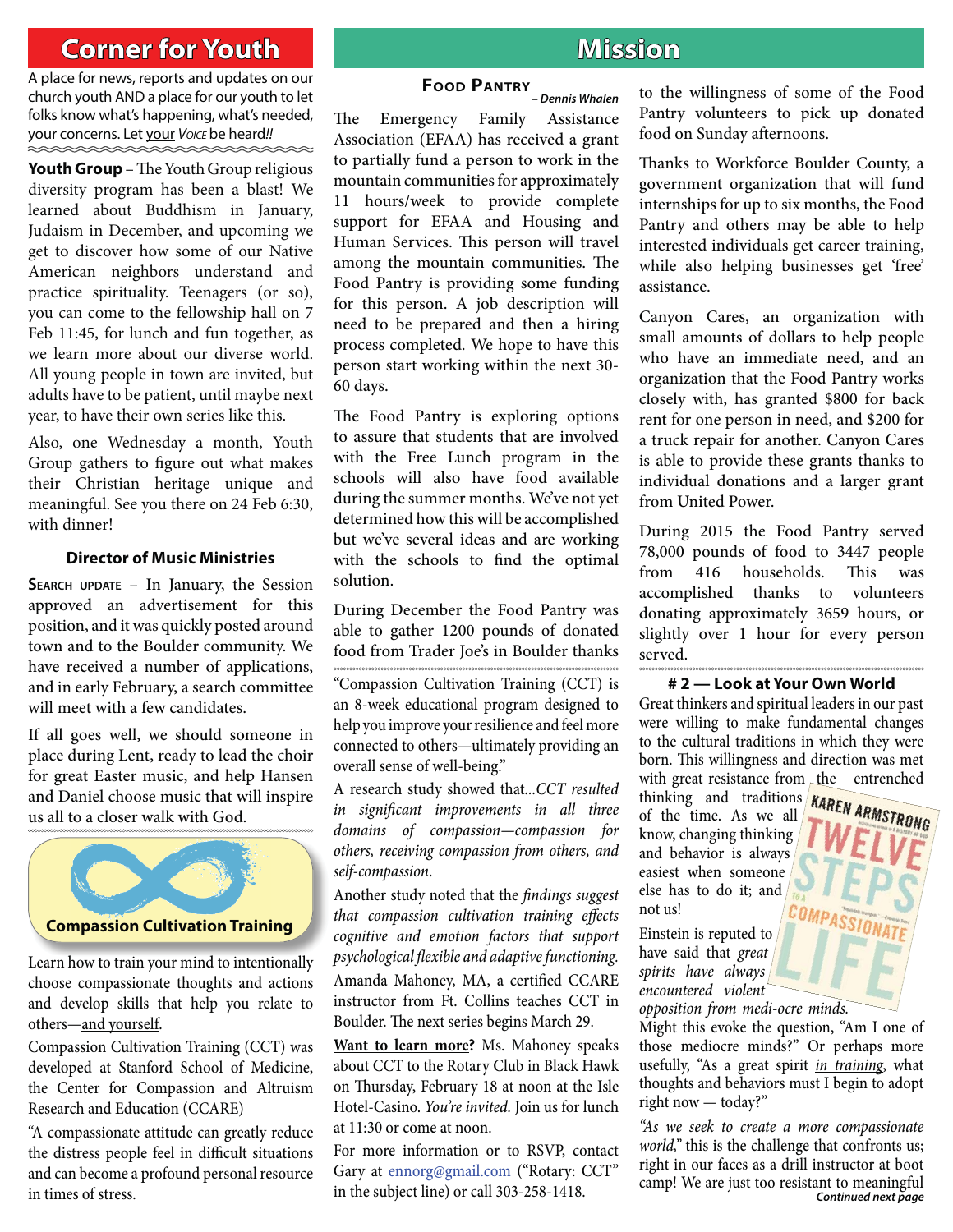## Corner for Youth

A place for news, reports and updates on our church youth AND a place for our youth to let folks know what's happening, what's needed, your concerns. Let your *Voice* be heard!!

**Youth Group** – The Youth Group religious diversity program has been a blast! We learned about Buddhism in January, Judaism in December, and upcoming we get to discover how some of our Native American neighbors understand and practice spirituality. Teenagers (or so), you can come to the fellowship hall on 7 Feb 11:45, for lunch and fun together, as we learn more about our diverse world. All young people in town are invited, but adults have to be patient, until maybe next year, to have their own series like this.

Also, one Wednesday a month, Youth Group gathers to figure out what makes their Christian heritage unique and meaningful. See you there on 24 Feb 6:30, with dinner!

### Director of Music Ministries

**Search update** – In January, the Session approved an advertisement for this position, and it was quickly posted around town and to the Boulder community. We have received a number of applications, and in early February, a search committee will meet with a few candidates.

If all goes well, we should someone in place during Lent, ready to lead the choir for great Easter music, and help Hansen and Daniel choose music that will inspire us all to a closer walk with God.

### Compassion Cultivation Training

Learn how to train your mind to intentionally choose compassionate thoughts and actions and develop skills that help you relate to others—and yourself.

Compassion Cultivation Training (CCT) was developed at Stanford School of Medicine, the Center for Compassion and Altruism Research and Education (CCARE)

"A compassionate attitude can greatly reduce the distress people feel in difficult situations and can become a profound personal resource in times of stress.

"Compassion Cultivation Training (CCT) is an 8-week educational program designed to help you improve your resilience and feel more connected to others—ultimately providing an overall sense of well-being."

A research study showed that...*CCT resulted in significant improvements in all three domains of compassion—compassion for others, receiving compassion from others, and self-compassion.*

Another study noted that the *findings suggest that compassion cultivation training effects cognitive and emotion factors that support psychological flexible and adaptive functioning.*

Amanda Mahoney, MA, a certified CCARE instructor from Ft. Collins teaches CCT in Boulder. The next series begins March 29.

**Want to learn more?** Ms. Mahoney speaks about CCT to the Rotary Club in Black Hawk on Thursday, February 18 at noon at the Isle Hotel-Casino. *You're invited.* Join us for lunch at 11:30 or come at noon.

For more information or to RSVP, contact Gary at ennorg@gmail.com ("Rotary: CCT" in the subject line) or call 303-258-1418.

## Mission

### Food Pantry

*– Dennis Whalen*

The Emergency Family Assistance Association (EFAA) has received a grant to partially fund a person to work in the mountain communities for approximately 11 hours/week to provide complete support for EFAA and Housing and Human Services. This person will travel among the mountain communities. The Food Pantry is providing some funding for this person. A job description will need to be prepared and then a hiring process completed. We hope to have this person start working within the next 30-60 days.

The Food Pantry is exploring options to assure that students that are involved with the Free Lunch program in the schools will also have food available during the summer months. We've not yet determined how this will be accomplished but we've several ideas and are working with the schools to find the optimal solution.

During December the Food Pantry was able to gather 1200 pounds of donated food from Trader Joe's in Boulder thanks to the willingness of some of the Food Pantry volunteers to pick up donated food on Sunday afternoons.

Thanks to Workforce Boulder County, a government organization that will fund internships for up to six months, the Food Pantry and others may be able to help interested individuals get career training, while also helping businesses get 'free' assistance.

Canyon Cares, an organization with small amounts of dollars to help people who have an immediate need, and an organization that the Food Pantry works closely with, has granted $800 for back rent for one person in need, and $200 for a truck repair for another. Canyon Cares is able to provide these grants thanks to individual donations and a larger grant from United Power.

During 2015 the Food Pantry served 78,000 pounds of food to 3447 people from 416 households. This was accomplished thanks to volunteers donating approximately 3659 hours, or slightly over 1 hour for every person served.

### # 2 — Look at Your Own World

Great thinkers and spiritual leaders in our past were willing to make fundamental changes to the cultural traditions in which they were born. This willingness and direction was met with great resistance from the entrenched thinking and traditions of the time. As we all know, changing thinking and behavior is always easiest when someone else has to do it; and not us!

Einstein is reputed to have said that *great spirits have always encountered violent opposition from medi-ocre minds.*

Might this evoke the question, "Am I one of those mediocre minds?" Or perhaps more usefully, "As a great spirit *in training*, what thoughts and behaviors must I begin to adopt right now — today?"

*"As we seek to create a more compassionate world,"* this is the challenge that confronts us; right in our faces as a drill instructor at boot camp! We are just too resistant to meaningful

***Continued next page***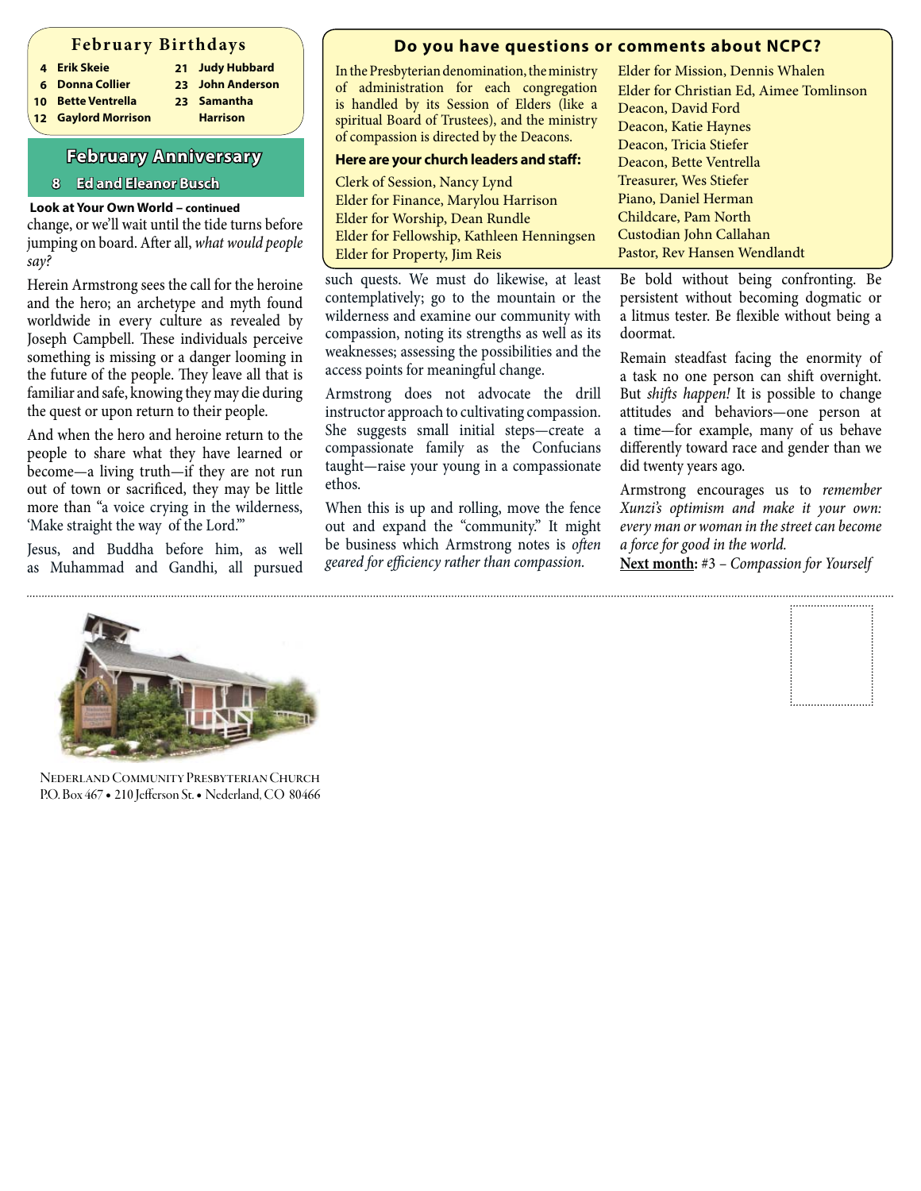## February Birthdays

- 4 Erik Skeie
- 6 Donna Collier
- 10 Bette Ventrella
- 12 Gaylord Morrison
- 21 Judy Hubbard
- 23 John Anderson
- 23 Samantha Harrison

## February Anniversary

8 Ed and Eleanor Busch

**Look at Your Own World – continued**

change, or we'll wait until the tide turns before jumping on board. After all, *what would people say?*

Herein Armstrong sees the call for the heroine and the hero; an archetype and myth found worldwide in every culture as revealed by Joseph Campbell. These individuals perceive something is missing or a danger looming in the future of the people. They leave all that is familiar and safe, knowing they may die during the quest or upon return to their people.

And when the hero and heroine return to the people to share what they have learned or become—a living truth—if they are not run out of town or sacrificed, they may be little more than "a voice crying in the wilderness, 'Make straight the way of the Lord.'"

Jesus, and Buddha before him, as well as Muhammad and Gandhi, all pursued such quests. We must do likewise, at least contemplatively; go to the mountain or the wilderness and examine our community with compassion, noting its strengths as well as its weaknesses; assessing the possibilities and the access points for meaningful change.

Armstrong does not advocate the drill instructor approach to cultivating compassion. She suggests small initial steps—create a compassionate family as the Confucians taught—raise your young in a compassionate ethos.

When this is up and rolling, move the fence out and expand the "community." It might be business which Armstrong notes is *often geared for efficiency rather than compassion.*

Be bold without being confronting. Be persistent without becoming dogmatic or a litmus tester. Be flexible without being a doormat.

Remain steadfast facing the enormity of a task no one person can shift overnight. But *shifts happen!* It is possible to change attitudes and behaviors—one person at a time—for example, many of us behave differently toward race and gender than we did twenty years ago.

Armstrong encourages us to *remember Xunzi's optimism and make it your own: every man or woman in the street can become a force for good in the world.*

**Next month:** #3 – *Compassion for Yourself*

## Do you have questions or comments about NCPC?

In the Presbyterian denomination, the ministry of administration for each congregation is handled by its Session of Elders (like a spiritual Board of Trustees), and the ministry of compassion is directed by the Deacons.

**Here are your church leaders and staff:**

Clerk of Session, Nancy Lynd
Elder for Finance, Marylou Harrison
Elder for Worship, Dean Rundle
Elder for Fellowship, Kathleen Henningsen
Elder for Property, Jim Reis
Elder for Mission, Dennis Whalen
Elder for Christian Ed, Aimee Tomlinson
Deacon, David Ford
Deacon, Katie Haynes
Deacon, Tricia Stiefer
Deacon, Bette Ventrella
Treasurer, Wes Stiefer
Piano, Daniel Herman
Childcare, Pam North
Custodian John Callahan
Pastor, Rev Hansen Wendlandt

Nederland Community Presbyterian Church
P.O. Box 467 • 210 Jefferson St. • Nederland, CO 80466